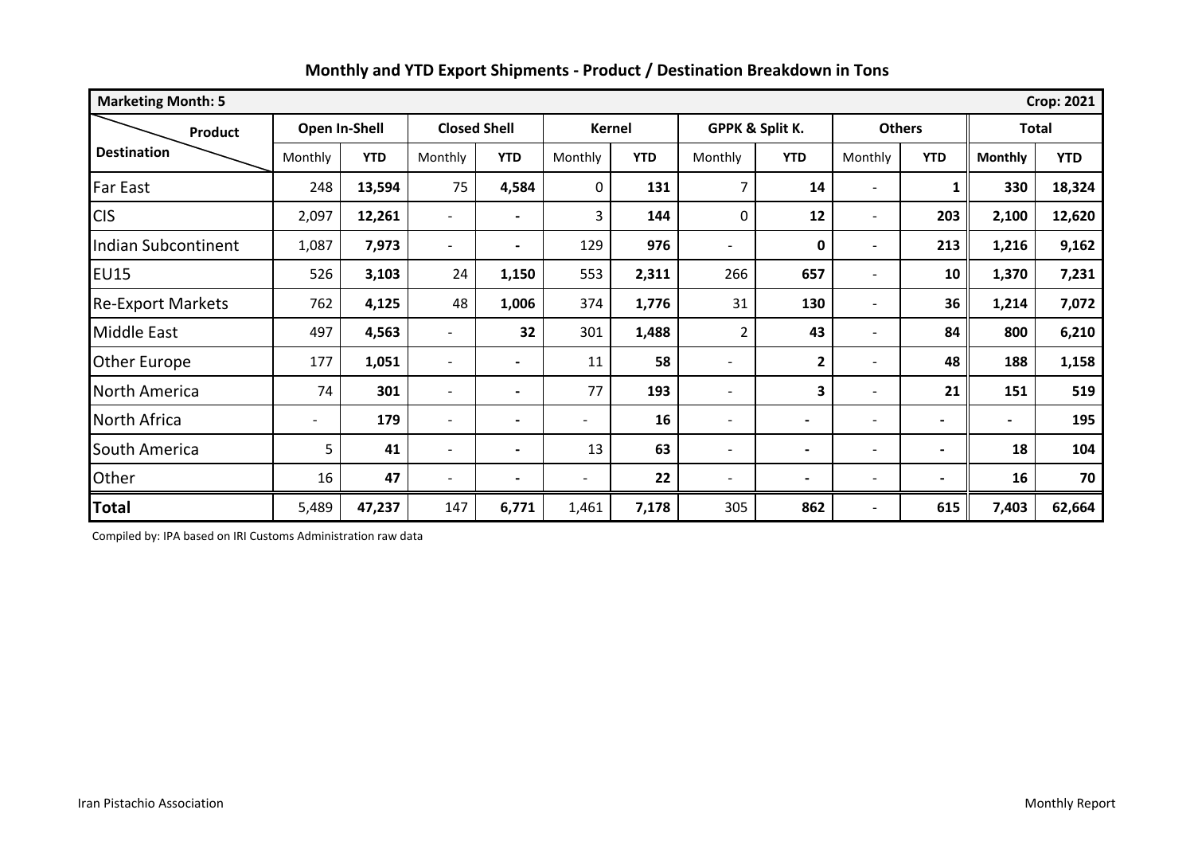# Monthly and YTD Export Shipments - Product / Destination Breakdown in Tons

| Marketing Month: 5 | | | | | | | | | | | | Crop: 2021 |
|---|---|---|---|---|---|---|---|---|---|---|---|---|
| Product / Destination | Open In-Shell | | Closed Shell | | Kernel | | GPPK & Split K. | | Others | | Total | |
| | Monthly | YTD | Monthly | YTD | Monthly | YTD | Monthly | YTD | Monthly | YTD | Monthly | YTD |
| Far East | 248 | **13,594** | 75 | **4,584** | 0 | **131** | 7 | **14** | - | **1** | **330** | **18,324** |
| CIS | 2,097 | **12,261** | - | **-** | 3 | **144** | 0 | **12** | - | **203** | **2,100** | **12,620** |
| Indian Subcontinent | 1,087 | **7,973** | - | **-** | 129 | **976** | - | **0** | - | **213** | **1,216** | **9,162** |
| EU15 | 526 | **3,103** | 24 | **1,150** | 553 | **2,311** | 266 | **657** | - | **10** | **1,370** | **7,231** |
| Re-Export Markets | 762 | **4,125** | 48 | **1,006** | 374 | **1,776** | 31 | **130** | - | **36** | **1,214** | **7,072** |
| Middle East | 497 | **4,563** | - | **32** | 301 | **1,488** | 2 | **43** | - | **84** | **800** | **6,210** |
| Other Europe | 177 | **1,051** | - | **-** | 11 | **58** | - | **2** | - | **48** | **188** | **1,158** |
| North America | 74 | **301** | - | **-** | 77 | **193** | - | **3** | - | **21** | **151** | **519** |
| North Africa | - | **179** | - | **-** | - | **16** | - | **-** | - | **-** | **-** | **195** |
| South America | 5 | **41** | - | **-** | 13 | **63** | - | **-** | - | **-** | **18** | **104** |
| Other | 16 | **47** | - | **-** | - | **22** | - | **-** | - | **-** | **16** | **70** |
| **Total** | 5,489 | **47,237** | 147 | **6,771** | 1,461 | **7,178** | 305 | **862** | - | **615** | **7,403** | **62,664** |

Compiled by: IPA based on IRI Customs Administration raw data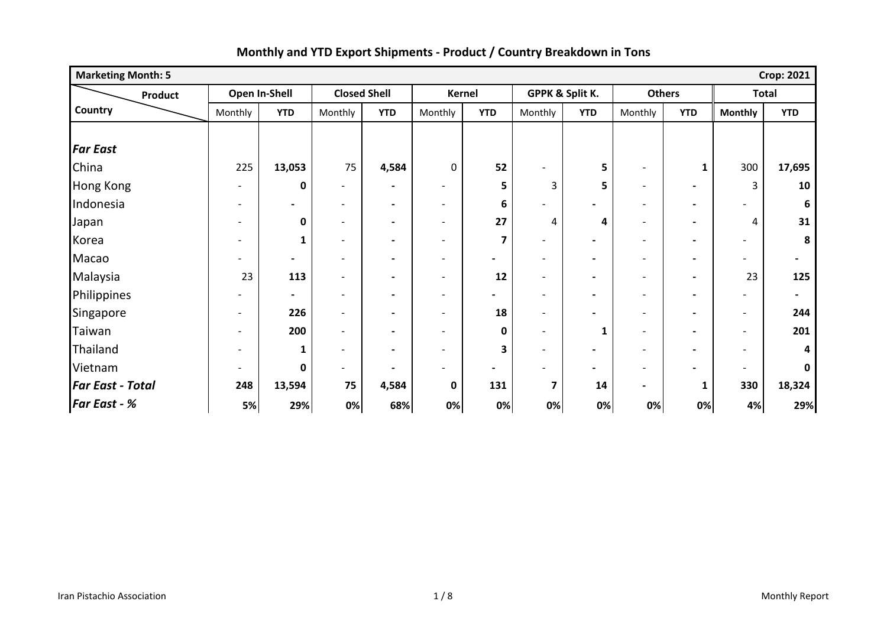## Monthly and YTD Export Shipments - Product / Country Breakdown in Tons

| Marketing Month: 5 | | | | | | | | | | | | Crop: 2021 |
|---|---|---|---|---|---|---|---|---|---|---|---|---|
| Product / Country | Open In-Shell | | Closed Shell | | Kernel | | GPPK & Split K. | | Others | | Total | |
| | Monthly | YTD | Monthly | YTD | Monthly | YTD | Monthly | YTD | Monthly | YTD | Monthly | YTD |
| ***Far East*** | | | | | | | | | | | | |
| China | 225 | **13,053** | 75 | **4,584** | 0 | **52** | - | **5** | - | **1** | 300 | **17,695** |
| Hong Kong | - | **0** | - | **-** | - | **5** | 3 | **5** | - | **-** | 3 | **10** |
| Indonesia | - | **-** | - | **-** | - | **6** | - | **-** | - | **-** | - | **6** |
| Japan | - | **0** | - | **-** | - | **27** | 4 | **4** | - | **-** | 4 | **31** |
| Korea | - | **1** | - | **-** | - | **7** | - | **-** | - | **-** | - | **8** |
| Macao | - | **-** | - | **-** | - | **-** | - | **-** | - | **-** | - | **-** |
| Malaysia | 23 | **113** | - | **-** | - | **12** | - | **-** | - | **-** | 23 | **125** |
| Philippines | - | **-** | - | **-** | - | **-** | - | **-** | - | **-** | - | **-** |
| Singapore | - | **226** | - | **-** | - | **18** | - | **-** | - | **-** | - | **244** |
| Taiwan | - | **200** | - | **-** | - | **0** | - | **1** | - | **-** | - | **201** |
| Thailand | - | **1** | - | **-** | - | **3** | - | **-** | - | **-** | - | **4** |
| Vietnam | - | **0** | - | **-** | - | **-** | - | **-** | - | **-** | - | **0** |
| ***Far East - Total*** | **248** | **13,594** | **75** | **4,584** | **0** | **131** | **7** | **14** | **-** | **1** | **330** | **18,324** |
| ***Far East - %*** | **5%** | **29%** | **0%** | **68%** | **0%** | **0%** | **0%** | **0%** | **0%** | **0%** | **4%** | **29%** |

Iran Pistachio Association — Monthly Report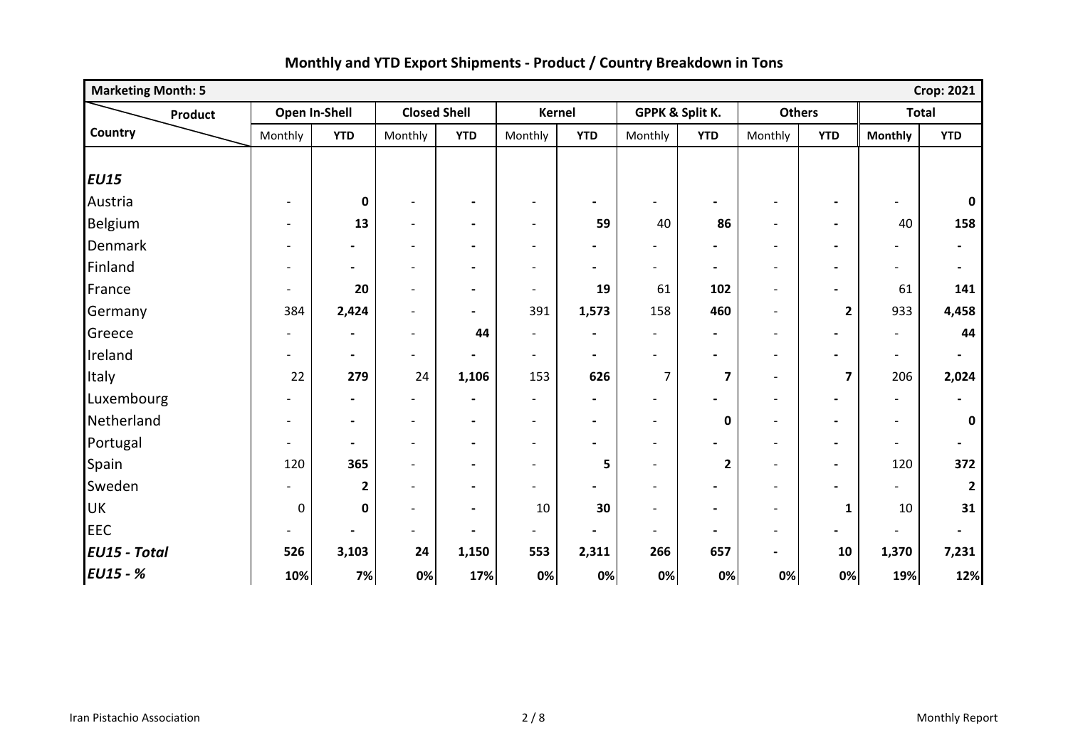# Monthly and YTD Export Shipments - Product / Country Breakdown in Tons

| Marketing Month: 5 | | | | | | | | | | | | Crop: 2021 |
|---|---|---|---|---|---|---|---|---|---|---|---|---|
| Product / Country | Open In-Shell | | Closed Shell | | Kernel | | GPPK & Split K. | | Others | | Total | |
| | Monthly | YTD | Monthly | YTD | Monthly | YTD | Monthly | YTD | Monthly | YTD | Monthly | YTD |
| ***EU15*** | | | | | | | | | | | | |
| Austria | - | **0** | - | **-** | - | **-** | - | **-** | - | **-** | - | **0** |
| Belgium | - | **13** | - | **-** | - | **59** | 40 | **86** | - | **-** | 40 | **158** |
| Denmark | - | **-** | - | **-** | - | **-** | - | **-** | - | **-** | - | **-** |
| Finland | - | **-** | - | **-** | - | **-** | - | **-** | - | **-** | - | **-** |
| France | - | **20** | - | **-** | - | **19** | 61 | **102** | - | **-** | 61 | **141** |
| Germany | 384 | **2,424** | - | **-** | 391 | **1,573** | 158 | **460** | - | **2** | 933 | **4,458** |
| Greece | - | **-** | - | **44** | - | **-** | - | **-** | - | **-** | - | **44** |
| Ireland | - | **-** | - | **-** | - | **-** | - | **-** | - | **-** | - | **-** |
| Italy | 22 | **279** | 24 | **1,106** | 153 | **626** | 7 | **7** | - | **7** | 206 | **2,024** |
| Luxembourg | - | **-** | - | **-** | - | **-** | - | **-** | - | **-** | - | **-** |
| Netherland | - | **-** | - | **-** | - | **-** | - | **0** | - | **-** | - | **0** |
| Portugal | - | **-** | - | **-** | - | **-** | - | **-** | - | **-** | - | **-** |
| Spain | 120 | **365** | - | **-** | - | **5** | - | **2** | - | **-** | 120 | **372** |
| Sweden | - | **2** | - | **-** | - | **-** | - | **-** | - | **-** | - | **2** |
| UK | 0 | **0** | - | **-** | 10 | **30** | - | **-** | - | **1** | 10 | **31** |
| EEC | - | **-** | - | **-** | - | **-** | - | **-** | - | **-** | - | **-** |
| ***EU15 - Total*** | **526** | **3,103** | **24** | **1,150** | **553** | **2,311** | **266** | **657** | **-** | **10** | **1,370** | **7,231** |
| ***EU15 - %*** | **10%** | **7%** | **0%** | **17%** | **0%** | **0%** | **0%** | **0%** | **0%** | **0%** | **19%** | **12%** |

Iran Pistachio Association — Monthly Report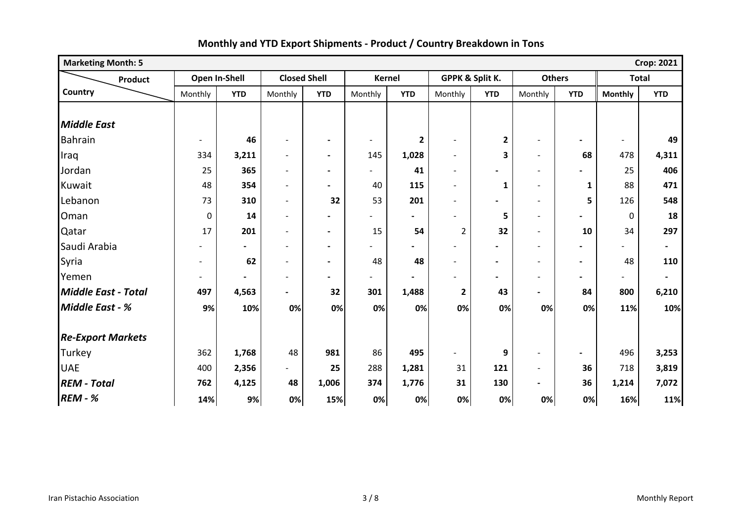# Monthly and YTD Export Shipments - Product / Country Breakdown in Tons

| Marketing Month: 5 | | | | | | | | | | | | Crop: 2021 |
|---|---|---|---|---|---|---|---|---|---|---|---|---|
| Product / Country | Open In-Shell | | Closed Shell | | Kernel | | GPPK & Split K. | | Others | | Total | |
| | Monthly | YTD | Monthly | YTD | Monthly | YTD | Monthly | YTD | Monthly | YTD | Monthly | YTD |
| ***Middle East*** | | | | | | | | | | | | |
| Bahrain | - | **46** | - | **-** | - | **2** | - | **2** | - | **-** | - | **49** |
| Iraq | 334 | **3,211** | - | **-** | 145 | **1,028** | - | **3** | - | **68** | 478 | **4,311** |
| Jordan | 25 | **365** | - | **-** | - | **41** | - | **-** | - | **-** | 25 | **406** |
| Kuwait | 48 | **354** | - | **-** | 40 | **115** | - | **1** | - | **1** | 88 | **471** |
| Lebanon | 73 | **310** | - | **32** | 53 | **201** | - | **-** | - | **5** | 126 | **548** |
| Oman | 0 | **14** | - | **-** | - | **-** | - | **5** | - | **-** | 0 | **18** |
| Qatar | 17 | **201** | - | **-** | 15 | **54** | 2 | **32** | - | **10** | 34 | **297** |
| Saudi Arabia | - | **-** | - | **-** | - | **-** | - | **-** | - | **-** | - | **-** |
| Syria | - | **62** | - | **-** | 48 | **48** | - | **-** | - | **-** | 48 | **110** |
| Yemen | - | **-** | - | **-** | - | **-** | - | **-** | - | **-** | - | **-** |
| ***Middle East - Total*** | **497** | **4,563** | **-** | **32** | **301** | **1,488** | **2** | **43** | **-** | **84** | **800** | **6,210** |
| ***Middle East - %*** | **9%** | **10%** | **0%** | **0%** | **0%** | **0%** | **0%** | **0%** | **0%** | **0%** | **11%** | **10%** |
| ***Re-Export Markets*** | | | | | | | | | | | | |
| Turkey | 362 | **1,768** | 48 | **981** | 86 | **495** | - | **9** | - | **-** | 496 | **3,253** |
| UAE | 400 | **2,356** | - | **25** | 288 | **1,281** | 31 | **121** | - | **36** | 718 | **3,819** |
| ***REM - Total*** | **762** | **4,125** | **48** | **1,006** | **374** | **1,776** | **31** | **130** | **-** | **36** | **1,214** | **7,072** |
| ***REM - %*** | **14%** | **9%** | **0%** | **15%** | **0%** | **0%** | **0%** | **0%** | **0%** | **0%** | **16%** | **11%** |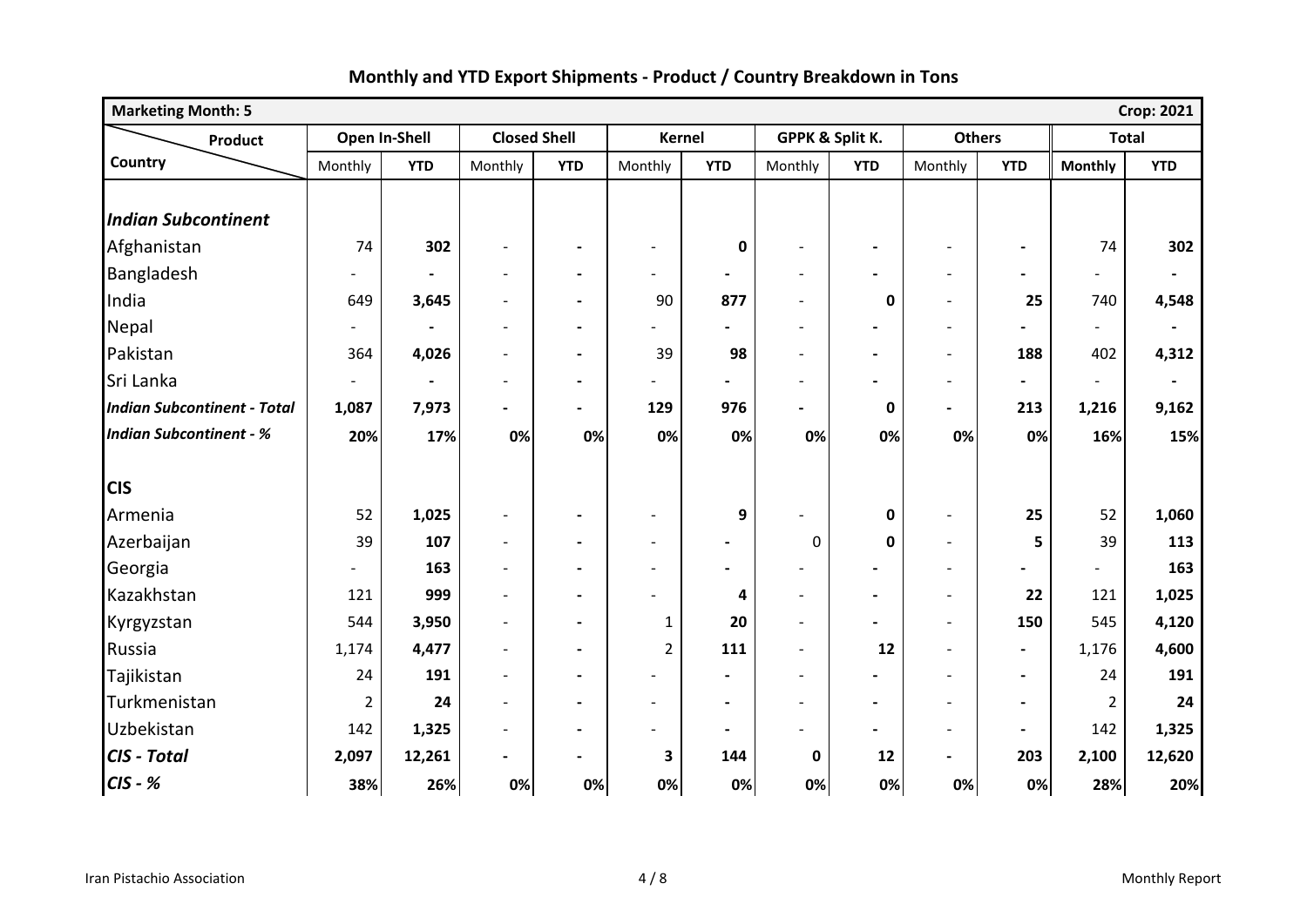## Monthly and YTD Export Shipments - Product / Country Breakdown in Tons

| Marketing Month: 5 | | | | | | | | | | | | Crop: 2021 |
|---|---|---|---|---|---|---|---|---|---|---|---|---|
| Product / Country | Open In-Shell | | Closed Shell | | Kernel | | GPPK & Split K. | | Others | | Total | |
| | Monthly | YTD | Monthly | YTD | Monthly | YTD | Monthly | YTD | Monthly | YTD | Monthly | YTD |
| ***Indian Subcontinent*** | | | | | | | | | | | | |
| Afghanistan | 74 | **302** | - | - | - | **0** | - | - | - | - | 74 | **302** |
| Bangladesh | - | - | - | - | - | - | - | - | - | - | - | - |
| India | 649 | **3,645** | - | - | 90 | **877** | - | **0** | - | **25** | 740 | **4,548** |
| Nepal | - | - | - | - | - | - | - | - | - | - | - | - |
| Pakistan | 364 | **4,026** | - | - | 39 | **98** | - | - | - | **188** | 402 | **4,312** |
| Sri Lanka | - | - | - | - | - | - | - | - | - | - | - | - |
| ***Indian Subcontinent - Total*** | **1,087** | **7,973** | - | - | **129** | **976** | - | **0** | - | **213** | **1,216** | **9,162** |
| ***Indian Subcontinent - %*** | **20%** | **17%** | **0%** | **0%** | **0%** | **0%** | **0%** | **0%** | **0%** | **0%** | **16%** | **15%** |
| **CIS** | | | | | | | | | | | | |
| Armenia | 52 | **1,025** | - | - | - | **9** | - | **0** | - | **25** | 52 | **1,060** |
| Azerbaijan | 39 | **107** | - | - | - | - | 0 | **0** | - | **5** | 39 | **113** |
| Georgia | - | **163** | - | - | - | - | - | - | - | - | - | **163** |
| Kazakhstan | 121 | **999** | - | - | - | **4** | - | - | - | **22** | 121 | **1,025** |
| Kyrgyzstan | 544 | **3,950** | - | - | 1 | **20** | - | - | - | **150** | 545 | **4,120** |
| Russia | 1,174 | **4,477** | - | - | 2 | **111** | - | **12** | - | - | 1,176 | **4,600** |
| Tajikistan | 24 | **191** | - | - | - | - | - | - | - | - | 24 | **191** |
| Turkmenistan | 2 | **24** | - | - | - | - | - | - | - | - | 2 | **24** |
| Uzbekistan | 142 | **1,325** | - | - | - | - | - | - | - | - | 142 | **1,325** |
| ***CIS - Total*** | **2,097** | **12,261** | - | - | **3** | **144** | **0** | **12** | - | **203** | **2,100** | **12,620** |
| ***CIS - %*** | **38%** | **26%** | **0%** | **0%** | **0%** | **0%** | **0%** | **0%** | **0%** | **0%** | **28%** | **20%** |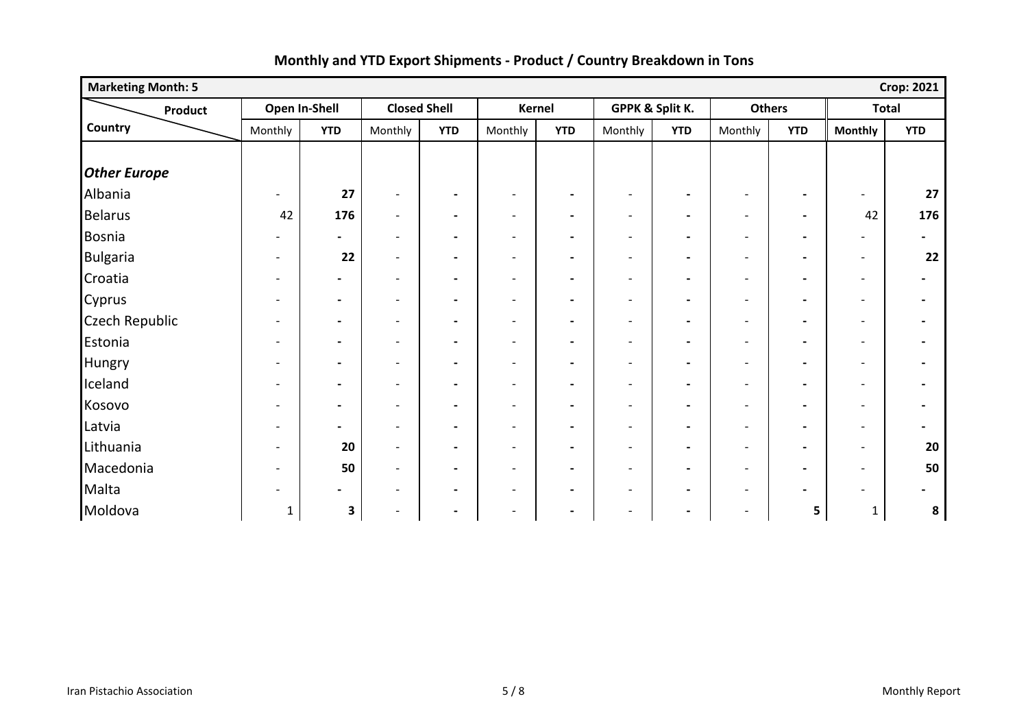# Monthly and YTD Export Shipments - Product / Country Breakdown in Tons

| Marketing Month: 5 | | | | | | | | | | | | Crop: 2021 |
|---|---|---|---|---|---|---|---|---|---|---|---|---|
| Product / Country | Open In-Shell | | Closed Shell | | Kernel | | GPPK & Split K. | | Others | | Total | |
| | Monthly | YTD | Monthly | YTD | Monthly | YTD | Monthly | YTD | Monthly | YTD | Monthly | YTD |
| ***Other Europe*** | | | | | | | | | | | | |
| Albania | - | **27** | - | - | - | - | - | - | - | - | - | **27** |
| Belarus | 42 | **176** | - | - | - | - | - | - | - | - | 42 | **176** |
| Bosnia | - | - | - | - | - | - | - | - | - | - | - | - |
| Bulgaria | - | **22** | - | - | - | - | - | - | - | - | - | **22** |
| Croatia | - | - | - | - | - | - | - | - | - | - | - | - |
| Cyprus | - | - | - | - | - | - | - | - | - | - | - | - |
| Czech Republic | - | - | - | - | - | - | - | - | - | - | - | - |
| Estonia | - | - | - | - | - | - | - | - | - | - | - | - |
| Hungry | - | - | - | - | - | - | - | - | - | - | - | - |
| Iceland | - | - | - | - | - | - | - | - | - | - | - | - |
| Kosovo | - | - | - | - | - | - | - | - | - | - | - | - |
| Latvia | - | - | - | - | - | - | - | - | - | - | - | - |
| Lithuania | - | **20** | - | - | - | - | - | - | - | - | - | **20** |
| Macedonia | - | **50** | - | - | - | - | - | - | - | - | - | **50** |
| Malta | - | - | - | - | - | - | - | - | - | - | - | - |
| Moldova | 1 | **3** | - | - | - | - | - | - | - | **5** | 1 | **8** |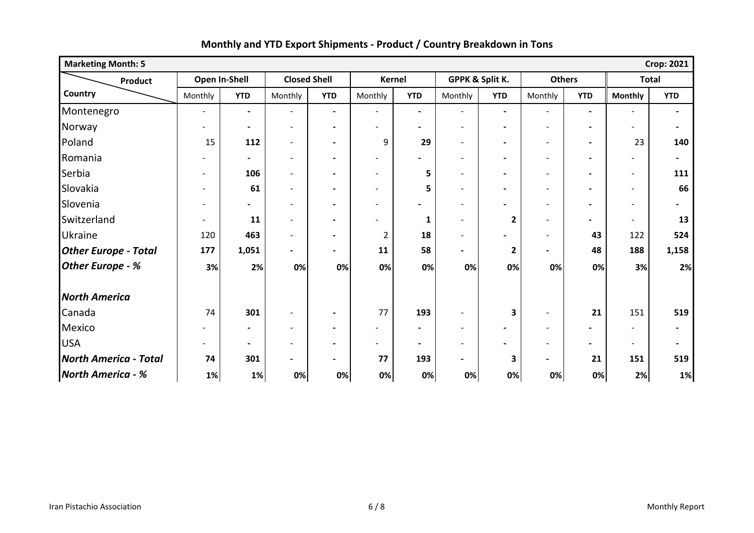## Monthly and YTD Export Shipments - Product / Country Breakdown in Tons

| Marketing Month: 5 | | | | | | | | | | | | Crop: 2021 |
|---|---|---|---|---|---|---|---|---|---|---|---|---|
| Product / Country | Open In-Shell | | Closed Shell | | Kernel | | GPPK & Split K. | | Others | | Total | |
| | Monthly | YTD | Monthly | YTD | Monthly | YTD | Monthly | YTD | Monthly | YTD | Monthly | YTD |
| Montenegro | - | - | - | - | - | - | - | - | - | - | - | - |
| Norway | - | - | - | - | - | - | - | - | - | - | - | - |
| Poland | 15 | 112 | - | - | 9 | 29 | - | - | - | - | 23 | 140 |
| Romania | - | - | - | - | - | - | - | - | - | - | - | - |
| Serbia | - | 106 | - | - | - | 5 | - | - | - | - | - | 111 |
| Slovakia | - | 61 | - | - | - | 5 | - | - | - | - | - | 66 |
| Slovenia | - | - | - | - | - | - | - | - | - | - | - | - |
| Switzerland | - | 11 | - | - | - | 1 | - | 2 | - | - | - | 13 |
| Ukraine | 120 | 463 | - | - | 2 | 18 | - | - | - | 43 | 122 | 524 |
| ***Other Europe - Total*** | **177** | **1,051** | **-** | **-** | **11** | **58** | **-** | **2** | **-** | **48** | **188** | **1,158** |
| ***Other Europe - %*** | **3%** | **2%** | **0%** | **0%** | **0%** | **0%** | **0%** | **0%** | **0%** | **0%** | **3%** | **2%** |
| | | | | | | | | | | | | |
| ***North America*** | | | | | | | | | | | | |
| Canada | 74 | 301 | - | - | 77 | 193 | - | 3 | - | 21 | 151 | 519 |
| Mexico | - | - | - | - | - | - | - | - | - | - | - | - |
| USA | - | - | - | - | - | - | - | - | - | - | - | - |
| ***North America - Total*** | **74** | **301** | **-** | **-** | **77** | **193** | **-** | **3** | **-** | **21** | **151** | **519** |
| ***North America - %*** | **1%** | **1%** | **0%** | **0%** | **0%** | **0%** | **0%** | **0%** | **0%** | **0%** | **2%** | **1%** |

Iran Pistachio Association

Monthly Report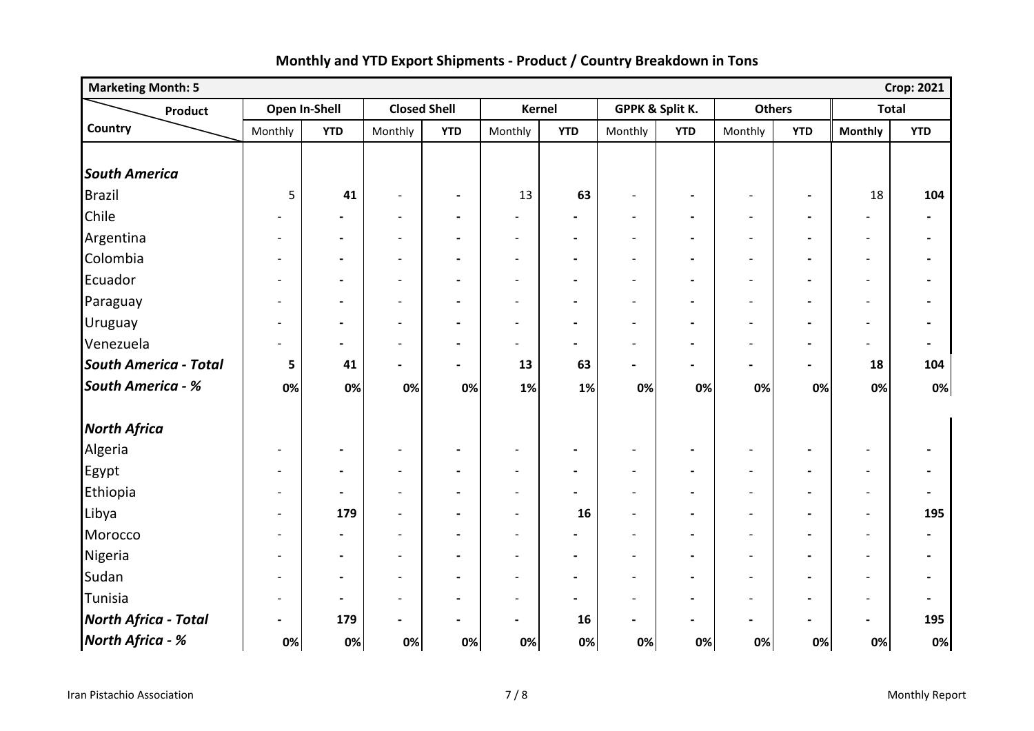# Monthly and YTD Export Shipments - Product / Country Breakdown in Tons

| Marketing Month: 5 | | | | | | | | | | | | Crop: 2021 |
|---|---|---|---|---|---|---|---|---|---|---|---|---|
| **Product** / **Country** | Open In-Shell | | Closed Shell | | Kernel | | GPPK & Split K. | | Others | | Total | |
| | Monthly | **YTD** | Monthly | **YTD** | Monthly | **YTD** | Monthly | **YTD** | Monthly | **YTD** | **Monthly** | **YTD** |
| ***South America*** | | | | | | | | | | | | |
| Brazil | 5 | **41** | - | **-** | 13 | **63** | - | **-** | - | **-** | 18 | **104** |
| Chile | - | **-** | - | **-** | - | **-** | - | **-** | - | **-** | - | **-** |
| Argentina | - | **-** | - | **-** | - | **-** | - | **-** | - | **-** | - | **-** |
| Colombia | - | **-** | - | **-** | - | **-** | - | **-** | - | **-** | - | **-** |
| Ecuador | - | **-** | - | **-** | - | **-** | - | **-** | - | **-** | - | **-** |
| Paraguay | - | **-** | - | **-** | - | **-** | - | **-** | - | **-** | - | **-** |
| Uruguay | - | **-** | - | **-** | - | **-** | - | **-** | - | **-** | - | **-** |
| Venezuela | - | **-** | - | **-** | - | **-** | - | **-** | - | **-** | - | **-** |
| ***South America - Total*** | **5** | **41** | **-** | **-** | **13** | **63** | **-** | **-** | **-** | **-** | **18** | **104** |
| ***South America - %*** | **0%** | **0%** | **0%** | **0%** | **1%** | **1%** | **0%** | **0%** | **0%** | **0%** | **0%** | **0%** |
| ***North Africa*** | | | | | | | | | | | | |
| Algeria | - | **-** | - | **-** | - | **-** | - | **-** | - | **-** | - | **-** |
| Egypt | - | **-** | - | **-** | - | **-** | - | **-** | - | **-** | - | **-** |
| Ethiopia | - | **-** | - | **-** | - | **-** | - | **-** | - | **-** | - | **-** |
| Libya | - | **179** | - | **-** | - | **16** | - | **-** | - | **-** | - | **195** |
| Morocco | - | **-** | - | **-** | - | **-** | - | **-** | - | **-** | - | **-** |
| Nigeria | - | **-** | - | **-** | - | **-** | - | **-** | - | **-** | - | **-** |
| Sudan | - | **-** | - | **-** | - | **-** | - | **-** | - | **-** | - | **-** |
| Tunisia | - | **-** | - | **-** | - | **-** | - | **-** | - | **-** | - | **-** |
| ***North Africa - Total*** | **-** | **179** | **-** | **-** | **-** | **16** | **-** | **-** | **-** | **-** | **-** | **195** |
| ***North Africa - %*** | **0%** | **0%** | **0%** | **0%** | **0%** | **0%** | **0%** | **0%** | **0%** | **0%** | **0%** | **0%** |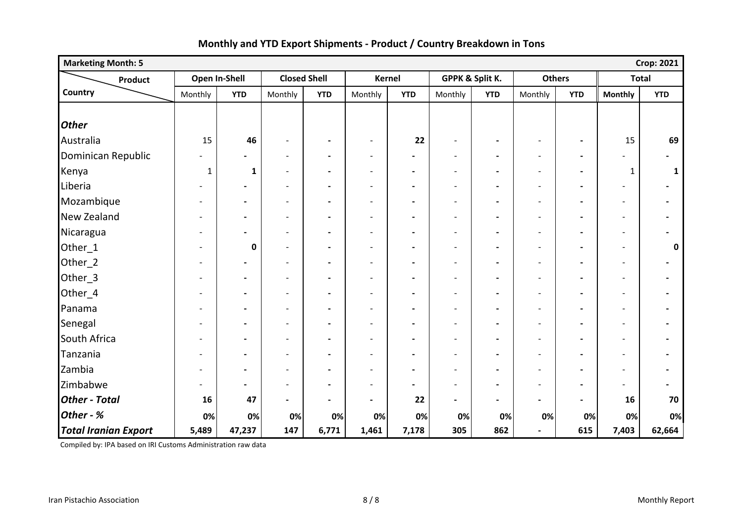## Monthly and YTD Export Shipments - Product / Country Breakdown in Tons

| Marketing Month: 5 | | | | | | | | | | | | Crop: 2021 |
|---|---|---|---|---|---|---|---|---|---|---|---|---|
| Product / Country | Open In-Shell | | Closed Shell | | Kernel | | GPPK & Split K. | | Others | | Total | |
| | Monthly | YTD | Monthly | YTD | Monthly | YTD | Monthly | YTD | Monthly | YTD | Monthly | YTD |
| ***Other*** | | | | | | | | | | | | |
| Australia | 15 | **46** | - | **-** | - | **22** | - | **-** | - | **-** | 15 | **69** |
| Dominican Republic | - | **-** | - | **-** | - | **-** | - | **-** | - | **-** | - | **-** |
| Kenya | 1 | **1** | - | **-** | - | **-** | - | **-** | - | **-** | 1 | **1** |
| Liberia | - | **-** | - | **-** | - | **-** | - | **-** | - | **-** | - | **-** |
| Mozambique | - | **-** | - | **-** | - | **-** | - | **-** | - | **-** | - | **-** |
| New Zealand | - | **-** | - | **-** | - | **-** | - | **-** | - | **-** | - | **-** |
| Nicaragua | - | **-** | - | **-** | - | **-** | - | **-** | - | **-** | - | **-** |
| Other_1 | - | **0** | - | **-** | - | **-** | - | **-** | - | **-** | - | **0** |
| Other_2 | - | **-** | - | **-** | - | **-** | - | **-** | - | **-** | - | **-** |
| Other_3 | - | **-** | - | **-** | - | **-** | - | **-** | - | **-** | - | **-** |
| Other_4 | - | **-** | - | **-** | - | **-** | - | **-** | - | **-** | - | **-** |
| Panama | - | **-** | - | **-** | - | **-** | - | **-** | - | **-** | - | **-** |
| Senegal | - | **-** | - | **-** | - | **-** | - | **-** | - | **-** | - | **-** |
| South Africa | - | **-** | - | **-** | - | **-** | - | **-** | - | **-** | - | **-** |
| Tanzania | - | **-** | - | **-** | - | **-** | - | **-** | - | **-** | - | **-** |
| Zambia | - | **-** | - | **-** | - | **-** | - | **-** | - | **-** | - | **-** |
| Zimbabwe | - | **-** | - | **-** | - | **-** | - | **-** | - | **-** | - | **-** |
| ***Other - Total*** | **16** | **47** | **-** | **-** | **-** | **22** | **-** | **-** | **-** | **-** | **16** | **70** |
| ***Other - %*** | **0%** | **0%** | **0%** | **0%** | **0%** | **0%** | **0%** | **0%** | **0%** | **0%** | **0%** | **0%** |
| ***Total Iranian Export*** | **5,489** | **47,237** | **147** | **6,771** | **1,461** | **7,178** | **305** | **862** | **-** | **615** | **7,403** | **62,664** |

Compiled by: IPA based on IRI Customs Administration raw data